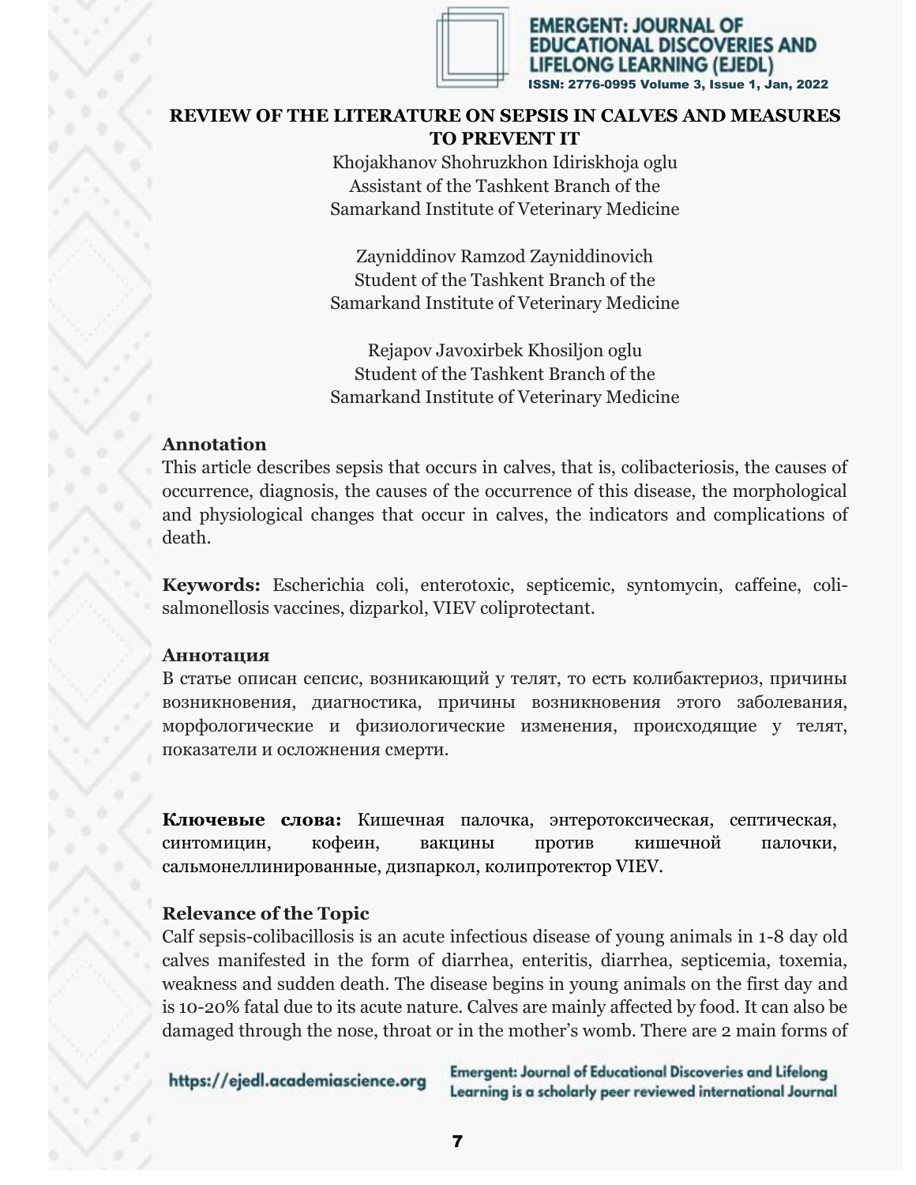# REVIEW OF THE LITERATURE ON SEPSIS IN CALVES AND MEASURES TO PREVENT IT

Khojakhanov Shohruzkhon Idiriskhoja oglu
Assistant of the Tashkent Branch of the
Samarkand Institute of Veterinary Medicine

Zayniddinov Ramzod Zayniddinovich
Student of the Tashkent Branch of the
Samarkand Institute of Veterinary Medicine

Rejapov Javoxirbek Khosiljon oglu
Student of the Tashkent Branch of the
Samarkand Institute of Veterinary Medicine

## Annotation

This article describes sepsis that occurs in calves, that is, colibacteriosis, the causes of occurrence, diagnosis, the causes of the occurrence of this disease, the morphological and physiological changes that occur in calves, the indicators and complications of death.

**Keywords:** Escherichia coli, enterotoxic, septicemic, syntomycin, caffeine, coli-salmonellosis vaccines, dizparkol, VIEV coliprotectant.

## Аннотация

В статье описан сепсис, возникающий у телят, то есть колибактериоз, причины возникновения, диагностика, причины возникновения этого заболевания, морфологические и физиологические изменения, происходящие у телят, показатели и осложнения смерти.

**Ключевые слова:** Кишечная палочка, энтеротоксическая, септическая, синтомицин, кофеин, вакцины против кишечной палочки, сальмонеллинированные, дизпаркол, колипротектор VIEV.

## Relevance of the Topic

Calf sepsis-colibacillosis is an acute infectious disease of young animals in 1-8 day old calves manifested in the form of diarrhea, enteritis, diarrhea, septicemia, toxemia, weakness and sudden death. The disease begins in young animals on the first day and is 10-20% fatal due to its acute nature. Calves are mainly affected by food. It can also be damaged through the nose, throat or in the mother's womb. There are 2 main forms of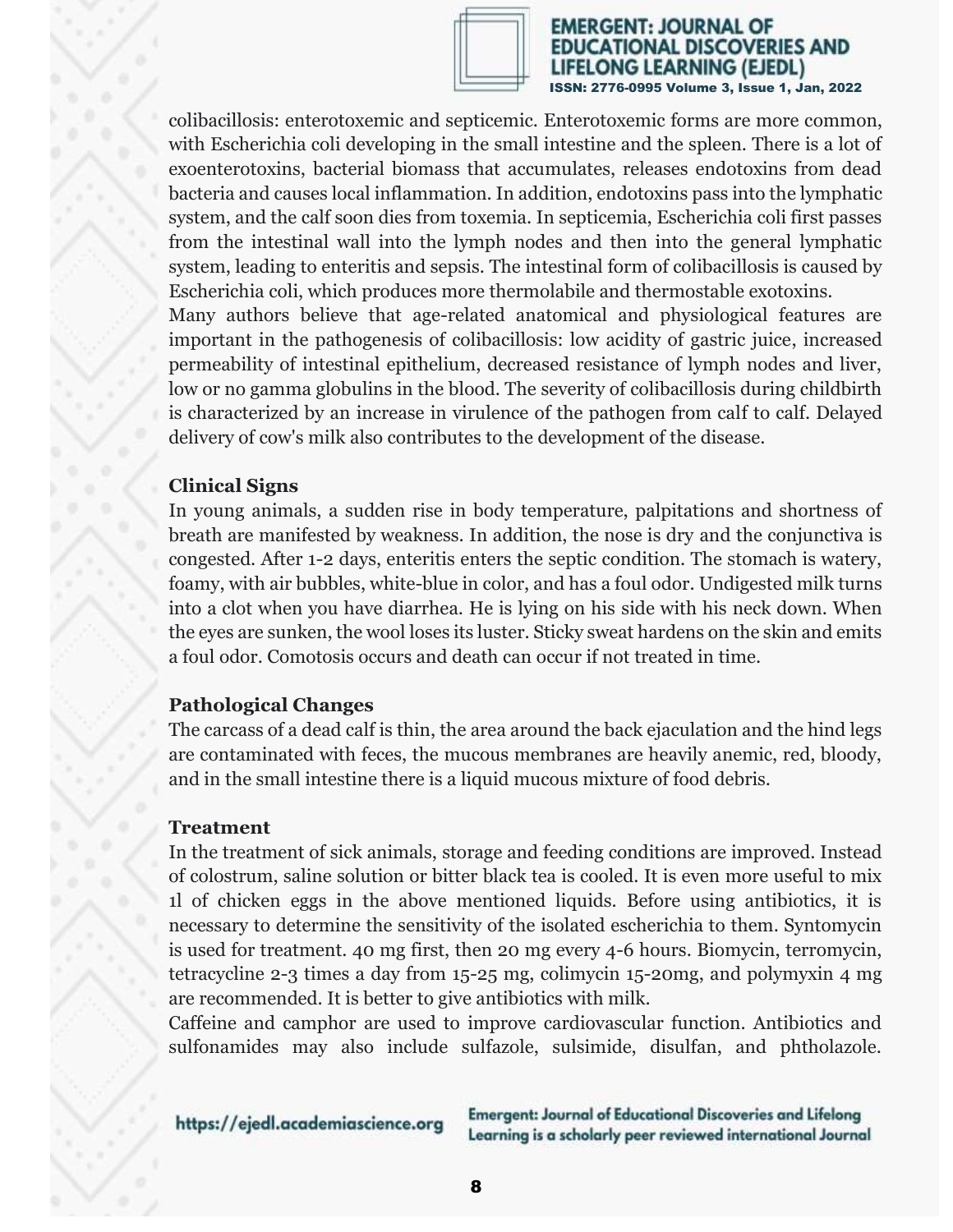colibacillosis: enterotoxemic and septicemic. Enterotoxemic forms are more common, with Escherichia coli developing in the small intestine and the spleen. There is a lot of exoenterotoxins, bacterial biomass that accumulates, releases endotoxins from dead bacteria and causes local inflammation. In addition, endotoxins pass into the lymphatic system, and the calf soon dies from toxemia. In septicemia, Escherichia coli first passes from the intestinal wall into the lymph nodes and then into the general lymphatic system, leading to enteritis and sepsis. The intestinal form of colibacillosis is caused by Escherichia coli, which produces more thermolabile and thermostable exotoxins.

Many authors believe that age-related anatomical and physiological features are important in the pathogenesis of colibacillosis: low acidity of gastric juice, increased permeability of intestinal epithelium, decreased resistance of lymph nodes and liver, low or no gamma globulins in the blood. The severity of colibacillosis during childbirth is characterized by an increase in virulence of the pathogen from calf to calf. Delayed delivery of cow's milk also contributes to the development of the disease.

**Clinical Signs**

In young animals, a sudden rise in body temperature, palpitations and shortness of breath are manifested by weakness. In addition, the nose is dry and the conjunctiva is congested. After 1-2 days, enteritis enters the septic condition. The stomach is watery, foamy, with air bubbles, white-blue in color, and has a foul odor. Undigested milk turns into a clot when you have diarrhea. He is lying on his side with his neck down. When the eyes are sunken, the wool loses its luster. Sticky sweat hardens on the skin and emits a foul odor. Comotosis occurs and death can occur if not treated in time.

**Pathological Changes**

The carcass of a dead calf is thin, the area around the back ejaculation and the hind legs are contaminated with feces, the mucous membranes are heavily anemic, red, bloody, and in the small intestine there is a liquid mucous mixture of food debris.

**Treatment**

In the treatment of sick animals, storage and feeding conditions are improved. Instead of colostrum, saline solution or bitter black tea is cooled. It is even more useful to mix 1l of chicken eggs in the above mentioned liquids. Before using antibiotics, it is necessary to determine the sensitivity of the isolated escherichia to them. Syntomycin is used for treatment. 40 mg first, then 20 mg every 4-6 hours. Biomycin, terromycin, tetracycline 2-3 times a day from 15-25 mg, colimycin 15-20mg, and polymyxin 4 mg are recommended. It is better to give antibiotics with milk.

Caffeine and camphor are used to improve cardiovascular function. Antibiotics and sulfonamides may also include sulfazole, sulsimide, disulfan, and phtholazole.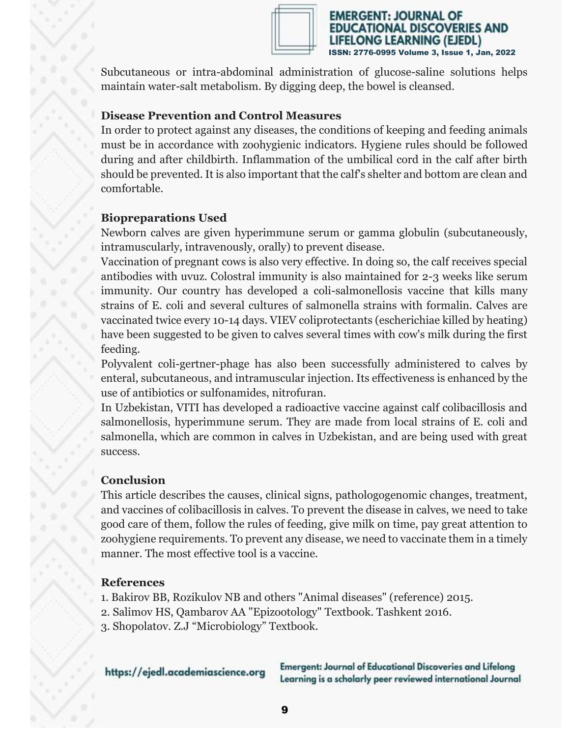Subcutaneous or intra-abdominal administration of glucose-saline solutions helps maintain water-salt metabolism. By digging deep, the bowel is cleansed.

### Disease Prevention and Control Measures

In order to protect against any diseases, the conditions of keeping and feeding animals must be in accordance with zoohygienic indicators. Hygiene rules should be followed during and after childbirth. Inflammation of the umbilical cord in the calf after birth should be prevented. It is also important that the calf's shelter and bottom are clean and comfortable.

### Biopreparations Used

Newborn calves are given hyperimmune serum or gamma globulin (subcutaneously, intramuscularly, intravenously, orally) to prevent disease.

Vaccination of pregnant cows is also very effective. In doing so, the calf receives special antibodies with uvuz. Colostral immunity is also maintained for 2-3 weeks like serum immunity. Our country has developed a coli-salmonellosis vaccine that kills many strains of E. coli and several cultures of salmonella strains with formalin. Calves are vaccinated twice every 10-14 days. VIEV coliprotectants (escherichiae killed by heating) have been suggested to be given to calves several times with cow's milk during the first feeding.

Polyvalent coli-gertner-phage has also been successfully administered to calves by enteral, subcutaneous, and intramuscular injection. Its effectiveness is enhanced by the use of antibiotics or sulfonamides, nitrofuran.

In Uzbekistan, VITI has developed a radioactive vaccine against calf colibacillosis and salmonellosis, hyperimmune serum. They are made from local strains of E. coli and salmonella, which are common in calves in Uzbekistan, and are being used with great success.

### Conclusion

This article describes the causes, clinical signs, pathologogenomic changes, treatment, and vaccines of colibacillosis in calves. To prevent the disease in calves, we need to take good care of them, follow the rules of feeding, give milk on time, pay great attention to zoohygiene requirements. To prevent any disease, we need to vaccinate them in a timely manner. The most effective tool is a vaccine.

### References

1. Bakirov BB, Rozikulov NB and others "Animal diseases" (reference) 2015.
2. Salimov HS, Qambarov AA "Epizootology" Textbook. Tashkent 2016.
3. Shopolatov. Z.J "Microbiology" Textbook.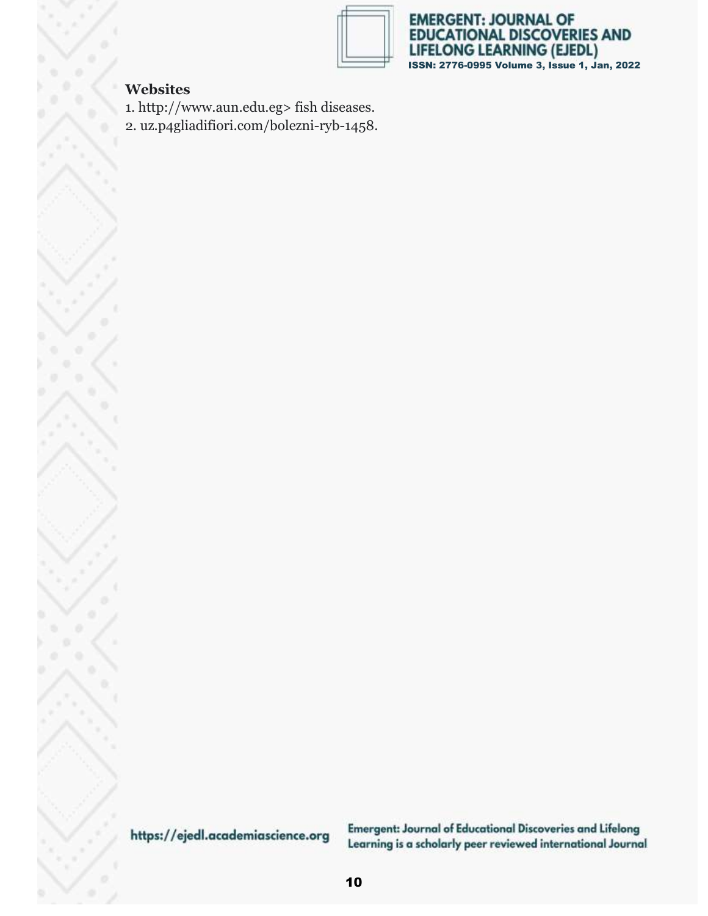**Websites**

1. http://www.aun.edu.eg> fish diseases.
2. uz.p4gliadifiori.com/bolezni-ryb-1458.